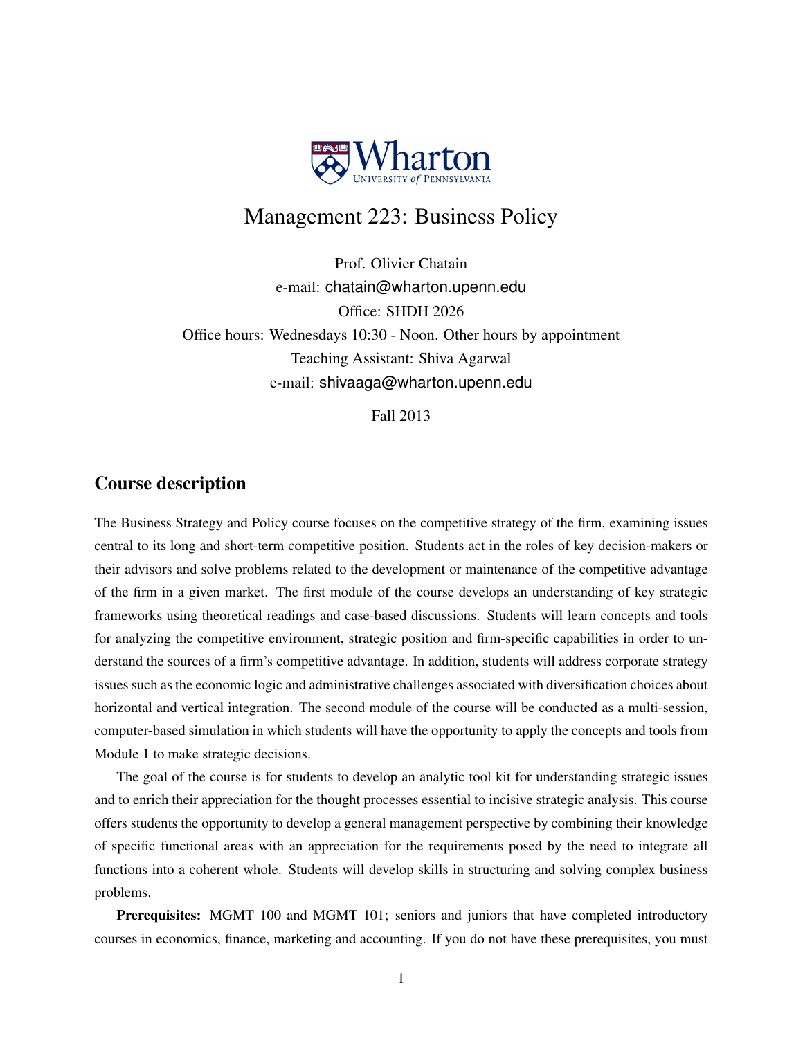# Management 223: Business Policy

Prof. Olivier Chatain
e-mail: chatain@wharton.upenn.edu
Office: SHDH 2026
Office hours: Wednesdays 10:30 - Noon. Other hours by appointment
Teaching Assistant: Shiva Agarwal
e-mail: shivaaga@wharton.upenn.edu

Fall 2013

## Course description

The Business Strategy and Policy course focuses on the competitive strategy of the firm, examining issues central to its long and short-term competitive position. Students act in the roles of key decision-makers or their advisors and solve problems related to the development or maintenance of the competitive advantage of the firm in a given market. The first module of the course develops an understanding of key strategic frameworks using theoretical readings and case-based discussions. Students will learn concepts and tools for analyzing the competitive environment, strategic position and firm-specific capabilities in order to understand the sources of a firm's competitive advantage. In addition, students will address corporate strategy issues such as the economic logic and administrative challenges associated with diversification choices about horizontal and vertical integration. The second module of the course will be conducted as a multi-session, computer-based simulation in which students will have the opportunity to apply the concepts and tools from Module 1 to make strategic decisions.

The goal of the course is for students to develop an analytic tool kit for understanding strategic issues and to enrich their appreciation for the thought processes essential to incisive strategic analysis. This course offers students the opportunity to develop a general management perspective by combining their knowledge of specific functional areas with an appreciation for the requirements posed by the need to integrate all functions into a coherent whole. Students will develop skills in structuring and solving complex business problems.

**Prerequisites:** MGMT 100 and MGMT 101; seniors and juniors that have completed introductory courses in economics, finance, marketing and accounting. If you do not have these prerequisites, you must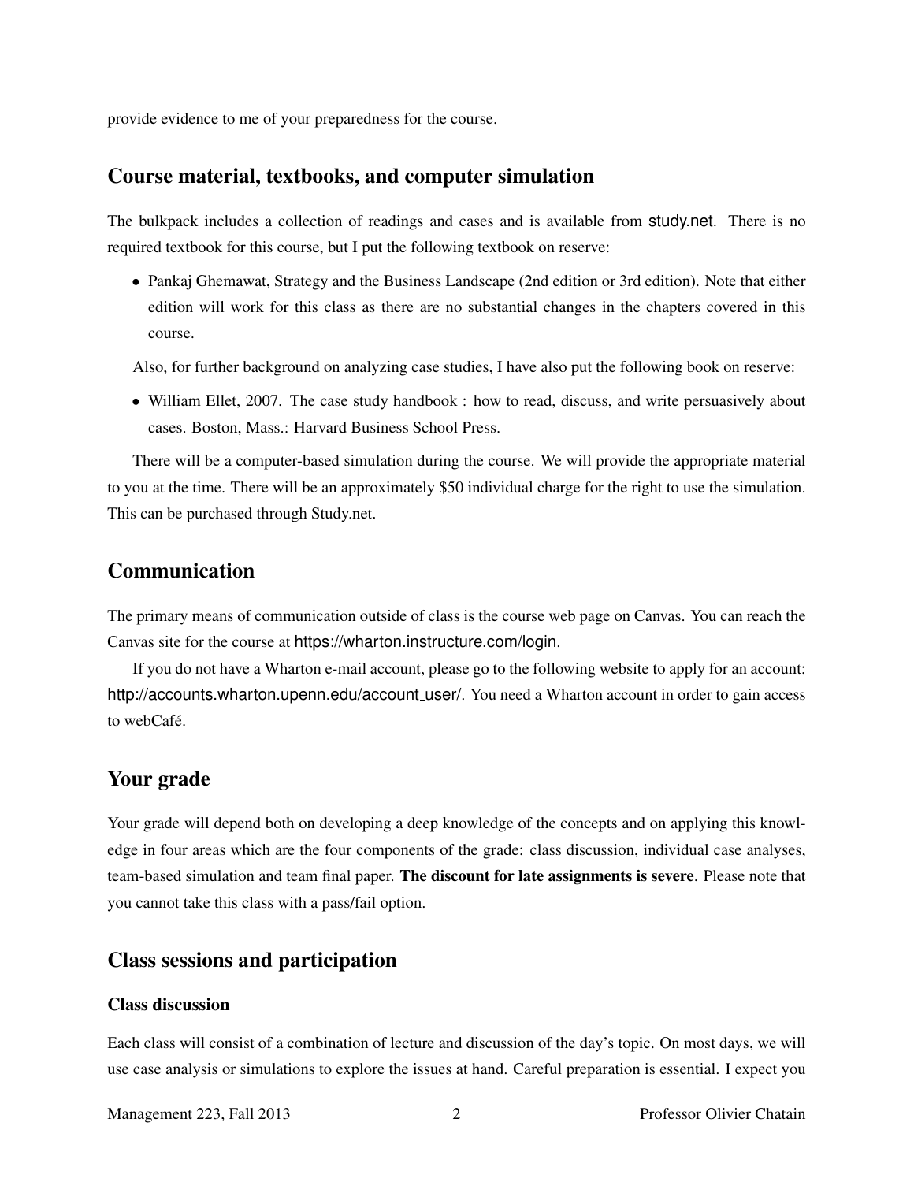provide evidence to me of your preparedness for the course.

## Course material, textbooks, and computer simulation

The bulkpack includes a collection of readings and cases and is available from study.net. There is no required textbook for this course, but I put the following textbook on reserve:

- Pankaj Ghemawat, Strategy and the Business Landscape (2nd edition or 3rd edition). Note that either edition will work for this class as there are no substantial changes in the chapters covered in this course.

Also, for further background on analyzing case studies, I have also put the following book on reserve:

- William Ellet, 2007. The case study handbook : how to read, discuss, and write persuasively about cases. Boston, Mass.: Harvard Business School Press.

There will be a computer-based simulation during the course. We will provide the appropriate material to you at the time. There will be an approximately $50 individual charge for the right to use the simulation. This can be purchased through Study.net.

## Communication

The primary means of communication outside of class is the course web page on Canvas. You can reach the Canvas site for the course at https://wharton.instructure.com/login.

If you do not have a Wharton e-mail account, please go to the following website to apply for an account: http://accounts.wharton.upenn.edu/account_user/. You need a Wharton account in order to gain access to webCafé.

## Your grade

Your grade will depend both on developing a deep knowledge of the concepts and on applying this knowledge in four areas which are the four components of the grade: class discussion, individual case analyses, team-based simulation and team final paper. **The discount for late assignments is severe**. Please note that you cannot take this class with a pass/fail option.

## Class sessions and participation

### Class discussion

Each class will consist of a combination of lecture and discussion of the day's topic. On most days, we will use case analysis or simulations to explore the issues at hand. Careful preparation is essential. I expect you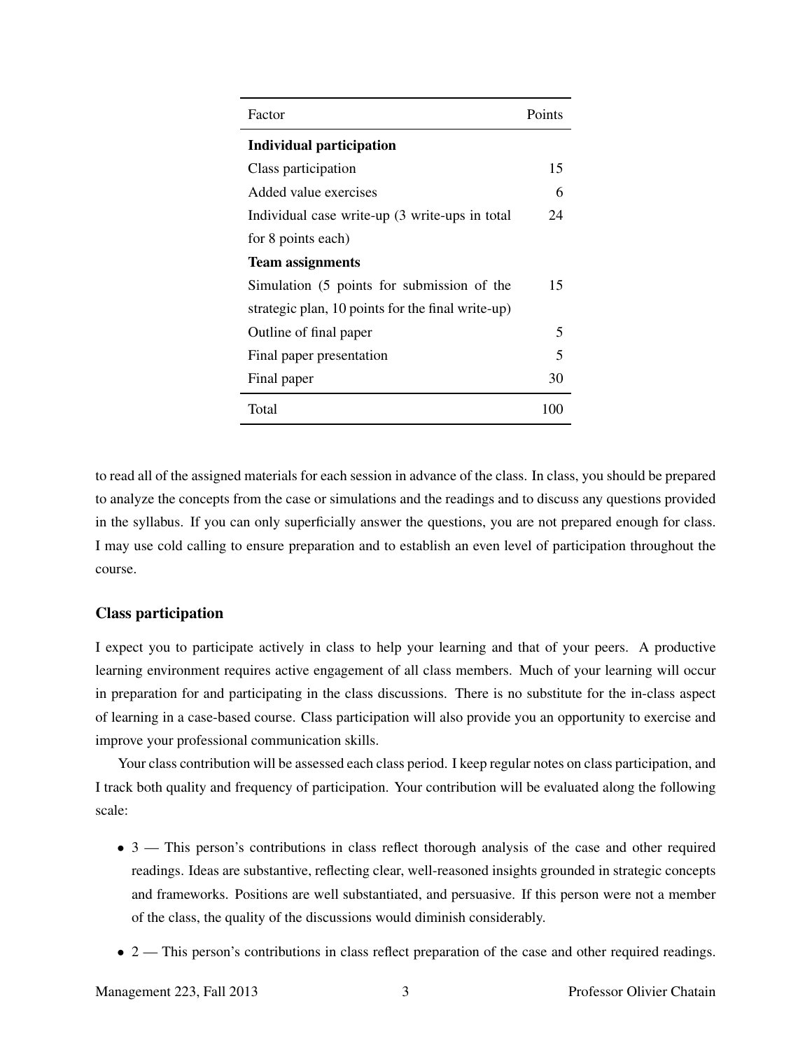| Factor | Points |
| --- | --- |
| **Individual participation** | |
| Class participation | 15 |
| Added value exercises | 6 |
| Individual case write-up (3 write-ups in total for 8 points each) | 24 |
| **Team assignments** | |
| Simulation (5 points for submission of the strategic plan, 10 points for the final write-up) | 15 |
| Outline of final paper | 5 |
| Final paper presentation | 5 |
| Final paper | 30 |
| Total | 100 |

to read all of the assigned materials for each session in advance of the class. In class, you should be prepared to analyze the concepts from the case or simulations and the readings and to discuss any questions provided in the syllabus. If you can only superficially answer the questions, you are not prepared enough for class. I may use cold calling to ensure preparation and to establish an even level of participation throughout the course.

### Class participation

I expect you to participate actively in class to help your learning and that of your peers. A productive learning environment requires active engagement of all class members. Much of your learning will occur in preparation for and participating in the class discussions. There is no substitute for the in-class aspect of learning in a case-based course. Class participation will also provide you an opportunity to exercise and improve your professional communication skills.

Your class contribution will be assessed each class period. I keep regular notes on class participation, and I track both quality and frequency of participation. Your contribution will be evaluated along the following scale:

- 3 — This person's contributions in class reflect thorough analysis of the case and other required readings. Ideas are substantive, reflecting clear, well-reasoned insights grounded in strategic concepts and frameworks. Positions are well substantiated, and persuasive. If this person were not a member of the class, the quality of the discussions would diminish considerably.
- 2 — This person's contributions in class reflect preparation of the case and other required readings.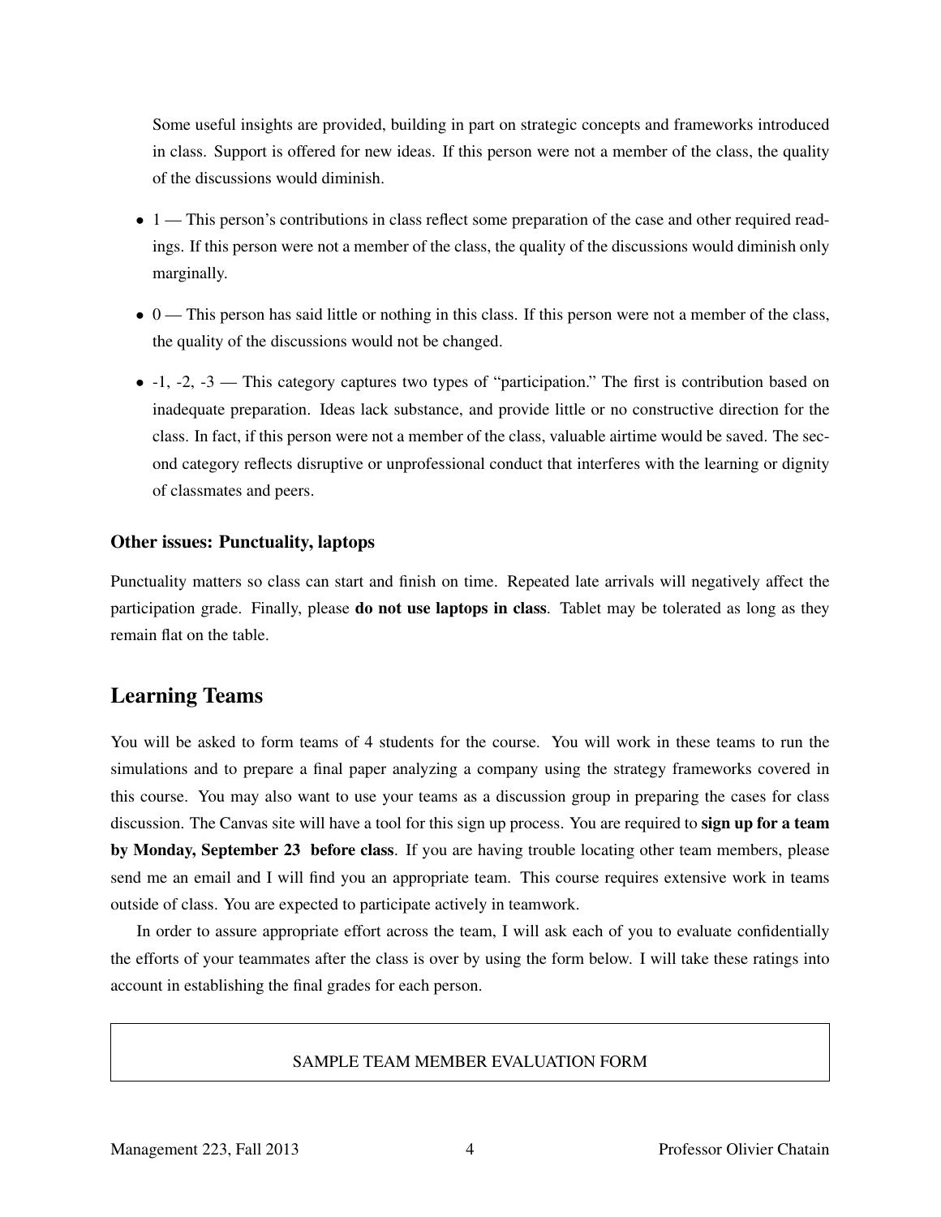Some useful insights are provided, building in part on strategic concepts and frameworks introduced in class. Support is offered for new ideas. If this person were not a member of the class, the quality of the discussions would diminish.

- 1 — This person's contributions in class reflect some preparation of the case and other required readings. If this person were not a member of the class, the quality of the discussions would diminish only marginally.
- 0 — This person has said little or nothing in this class. If this person were not a member of the class, the quality of the discussions would not be changed.
- -1, -2, -3 — This category captures two types of "participation." The first is contribution based on inadequate preparation. Ideas lack substance, and provide little or no constructive direction for the class. In fact, if this person were not a member of the class, valuable airtime would be saved. The second category reflects disruptive or unprofessional conduct that interferes with the learning or dignity of classmates and peers.

### Other issues: Punctuality, laptops

Punctuality matters so class can start and finish on time. Repeated late arrivals will negatively affect the participation grade. Finally, please **do not use laptops in class**. Tablet may be tolerated as long as they remain flat on the table.

## Learning Teams

You will be asked to form teams of 4 students for the course. You will work in these teams to run the simulations and to prepare a final paper analyzing a company using the strategy frameworks covered in this course. You may also want to use your teams as a discussion group in preparing the cases for class discussion. The Canvas site will have a tool for this sign up process. You are required to **sign up for a team by Monday, September 23 before class**. If you are having trouble locating other team members, please send me an email and I will find you an appropriate team. This course requires extensive work in teams outside of class. You are expected to participate actively in teamwork.

In order to assure appropriate effort across the team, I will ask each of you to evaluate confidentially the efforts of your teammates after the class is over by using the form below. I will take these ratings into account in establishing the final grades for each person.

SAMPLE TEAM MEMBER EVALUATION FORM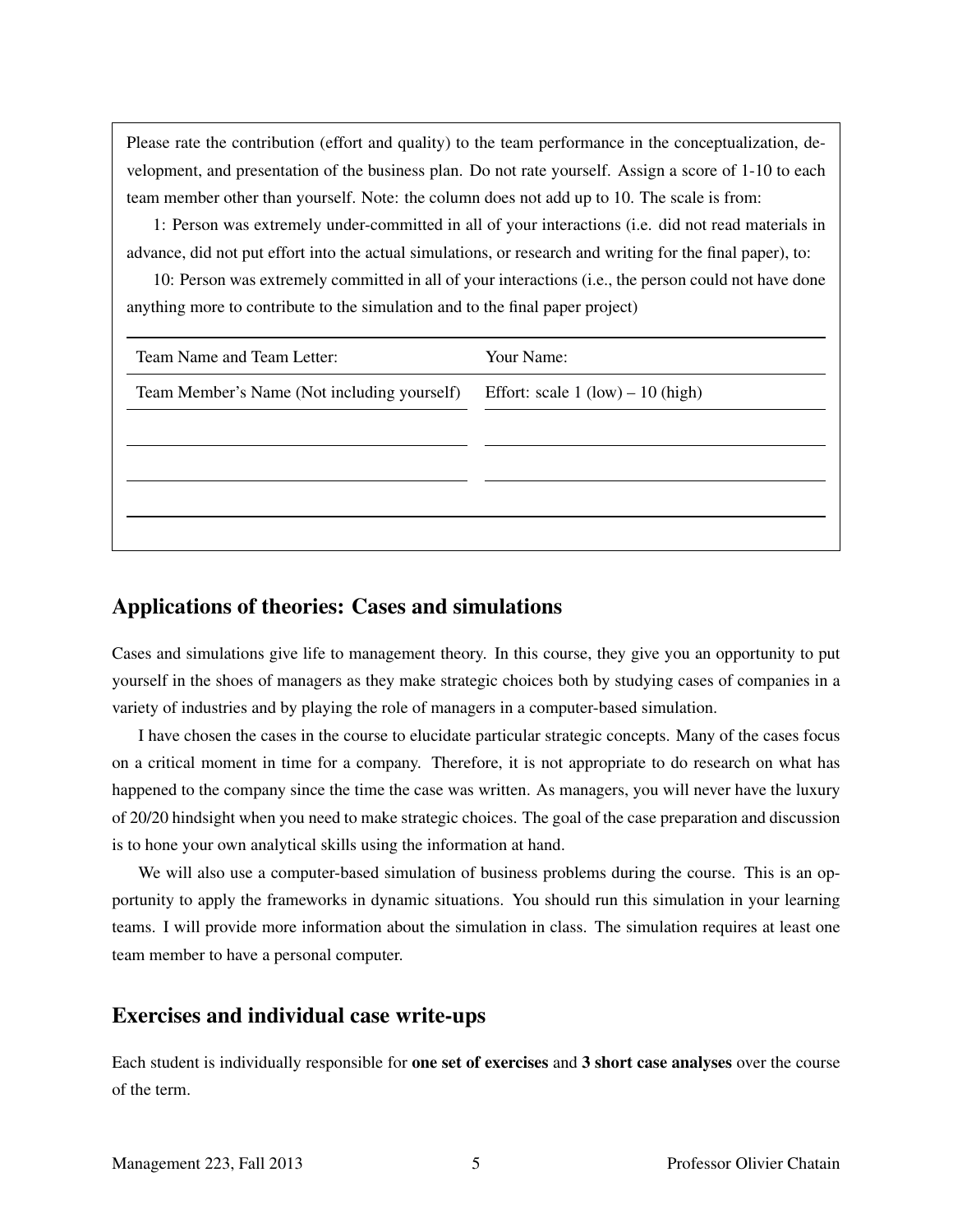Please rate the contribution (effort and quality) to the team performance in the conceptualization, development, and presentation of the business plan. Do not rate yourself. Assign a score of 1-10 to each team member other than yourself. Note: the column does not add up to 10. The scale is from:

1: Person was extremely under-committed in all of your interactions (i.e. did not read materials in advance, did not put effort into the actual simulations, or research and writing for the final paper), to:

10: Person was extremely committed in all of your interactions (i.e., the person could not have done anything more to contribute to the simulation and to the final paper project)

| Team Name and Team Letter: | Your Name: |
|---|---|
| Team Member's Name (Not including yourself) | Effort: scale 1 (low) – 10 (high) |
| | |
| | |
| | |

## Applications of theories: Cases and simulations

Cases and simulations give life to management theory. In this course, they give you an opportunity to put yourself in the shoes of managers as they make strategic choices both by studying cases of companies in a variety of industries and by playing the role of managers in a computer-based simulation.

I have chosen the cases in the course to elucidate particular strategic concepts. Many of the cases focus on a critical moment in time for a company. Therefore, it is not appropriate to do research on what has happened to the company since the time the case was written. As managers, you will never have the luxury of 20/20 hindsight when you need to make strategic choices. The goal of the case preparation and discussion is to hone your own analytical skills using the information at hand.

We will also use a computer-based simulation of business problems during the course. This is an opportunity to apply the frameworks in dynamic situations. You should run this simulation in your learning teams. I will provide more information about the simulation in class. The simulation requires at least one team member to have a personal computer.

## Exercises and individual case write-ups

Each student is individually responsible for **one set of exercises** and **3 short case analyses** over the course of the term.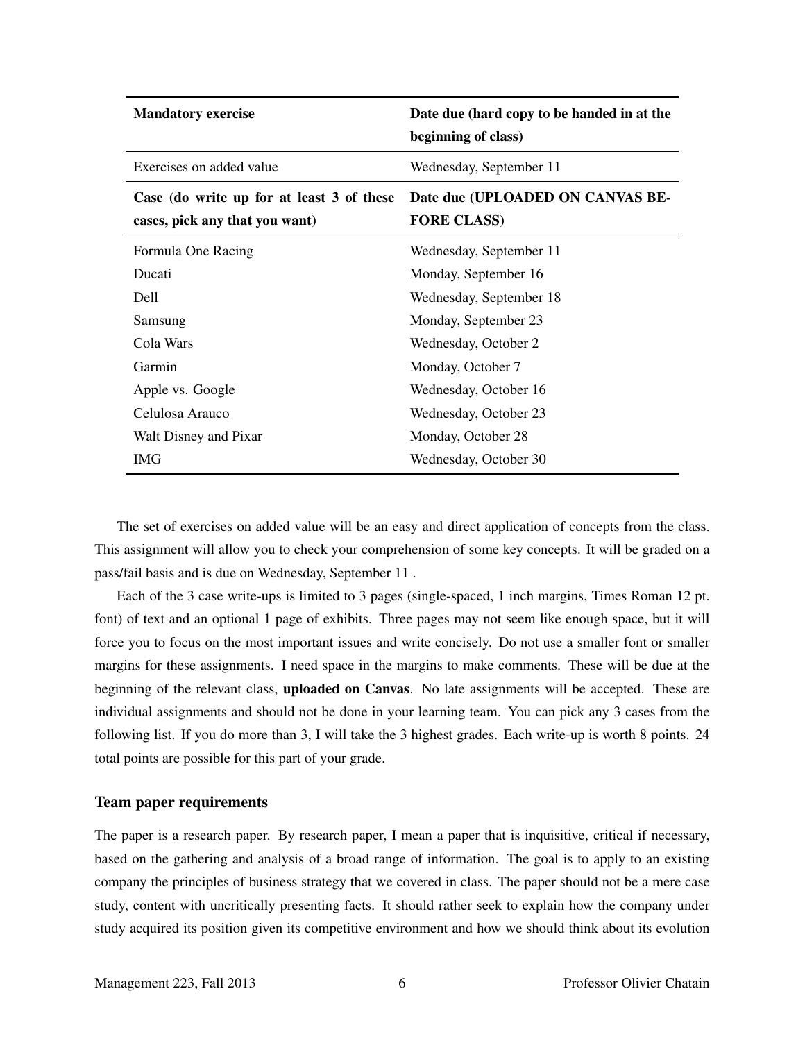| **Mandatory exercise** | **Date due (hard copy to be handed in at the beginning of class)** |
| --- | --- |
| Exercises on added value | Wednesday, September 11 |
| **Case (do write up for at least 3 of these cases, pick any that you want)** | **Date due (UPLOADED ON CANVAS BEFORE CLASS)** |
| Formula One Racing | Wednesday, September 11 |
| Ducati | Monday, September 16 |
| Dell | Wednesday, September 18 |
| Samsung | Monday, September 23 |
| Cola Wars | Wednesday, October 2 |
| Garmin | Monday, October 7 |
| Apple vs. Google | Wednesday, October 16 |
| Celulosa Arauco | Wednesday, October 23 |
| Walt Disney and Pixar | Monday, October 28 |
| IMG | Wednesday, October 30 |

The set of exercises on added value will be an easy and direct application of concepts from the class. This assignment will allow you to check your comprehension of some key concepts. It will be graded on a pass/fail basis and is due on Wednesday, September 11 .

Each of the 3 case write-ups is limited to 3 pages (single-spaced, 1 inch margins, Times Roman 12 pt. font) of text and an optional 1 page of exhibits. Three pages may not seem like enough space, but it will force you to focus on the most important issues and write concisely. Do not use a smaller font or smaller margins for these assignments. I need space in the margins to make comments. These will be due at the beginning of the relevant class, **uploaded on Canvas**. No late assignments will be accepted. These are individual assignments and should not be done in your learning team. You can pick any 3 cases from the following list. If you do more than 3, I will take the 3 highest grades. Each write-up is worth 8 points. 24 total points are possible for this part of your grade.

### Team paper requirements

The paper is a research paper. By research paper, I mean a paper that is inquisitive, critical if necessary, based on the gathering and analysis of a broad range of information. The goal is to apply to an existing company the principles of business strategy that we covered in class. The paper should not be a mere case study, content with uncritically presenting facts. It should rather seek to explain how the company under study acquired its position given its competitive environment and how we should think about its evolution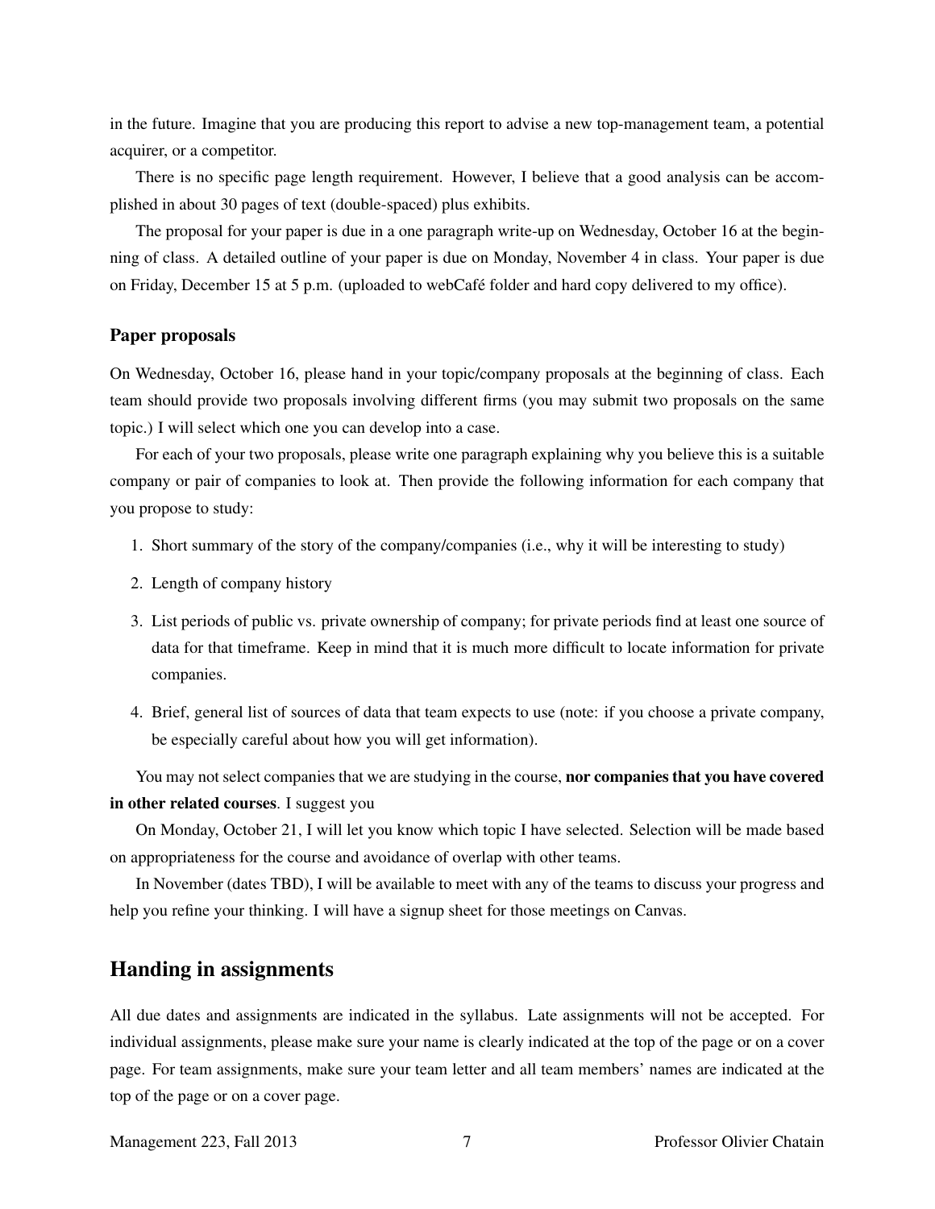in the future. Imagine that you are producing this report to advise a new top-management team, a potential acquirer, or a competitor.

There is no specific page length requirement. However, I believe that a good analysis can be accomplished in about 30 pages of text (double-spaced) plus exhibits.

The proposal for your paper is due in a one paragraph write-up on Wednesday, October 16 at the beginning of class. A detailed outline of your paper is due on Monday, November 4 in class. Your paper is due on Friday, December 15 at 5 p.m. (uploaded to webCafé folder and hard copy delivered to my office).

### Paper proposals

On Wednesday, October 16, please hand in your topic/company proposals at the beginning of class. Each team should provide two proposals involving different firms (you may submit two proposals on the same topic.) I will select which one you can develop into a case.

For each of your two proposals, please write one paragraph explaining why you believe this is a suitable company or pair of companies to look at. Then provide the following information for each company that you propose to study:

1. Short summary of the story of the company/companies (i.e., why it will be interesting to study)
2. Length of company history
3. List periods of public vs. private ownership of company; for private periods find at least one source of data for that timeframe. Keep in mind that it is much more difficult to locate information for private companies.
4. Brief, general list of sources of data that team expects to use (note: if you choose a private company, be especially careful about how you will get information).

You may not select companies that we are studying in the course, **nor companies that you have covered in other related courses**. I suggest you

On Monday, October 21, I will let you know which topic I have selected. Selection will be made based on appropriateness for the course and avoidance of overlap with other teams.

In November (dates TBD), I will be available to meet with any of the teams to discuss your progress and help you refine your thinking. I will have a signup sheet for those meetings on Canvas.

## Handing in assignments

All due dates and assignments are indicated in the syllabus. Late assignments will not be accepted. For individual assignments, please make sure your name is clearly indicated at the top of the page or on a cover page. For team assignments, make sure your team letter and all team members' names are indicated at the top of the page or on a cover page.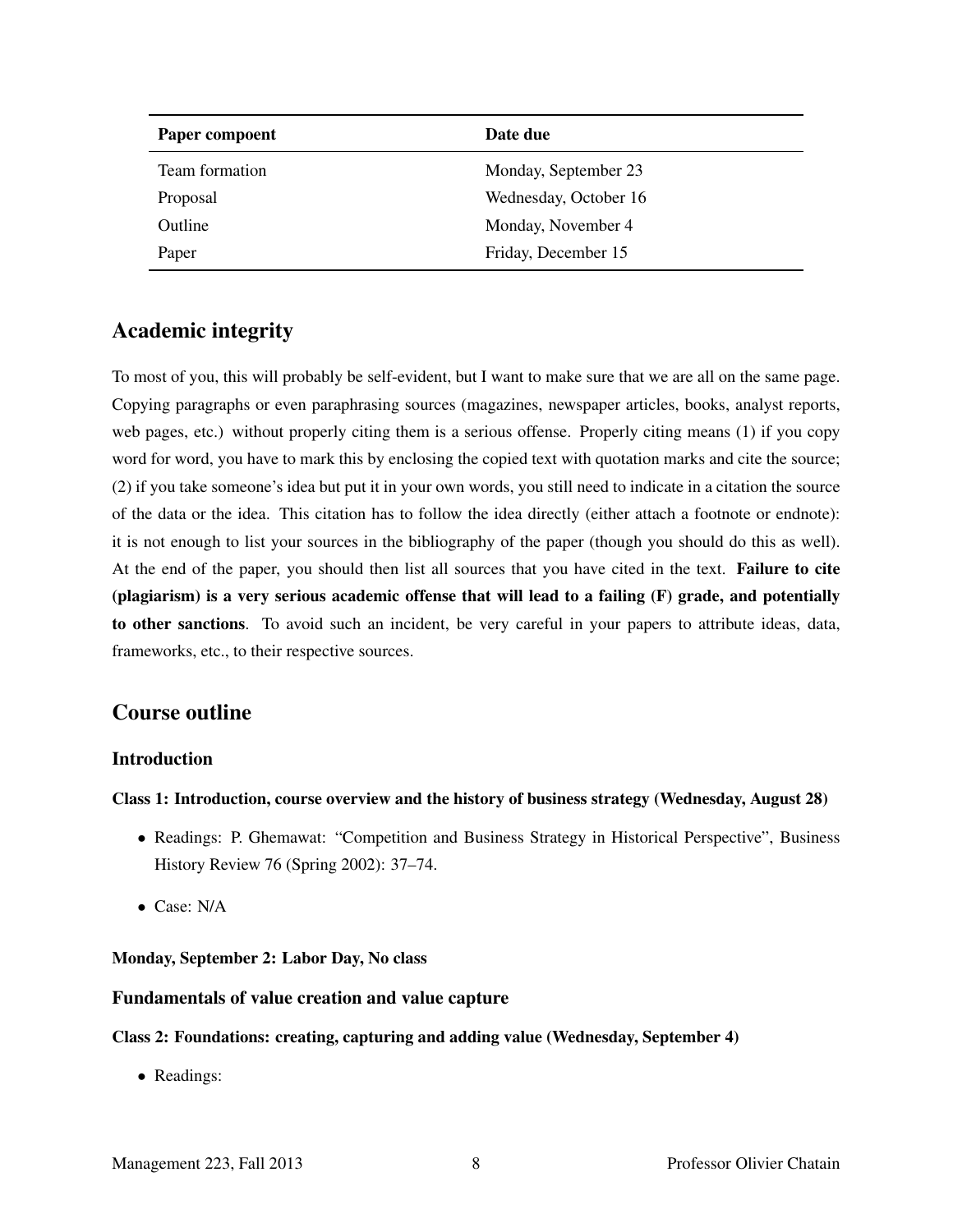| Paper compoent | Date due |
|---|---|
| Team formation | Monday, September 23 |
| Proposal | Wednesday, October 16 |
| Outline | Monday, November 4 |
| Paper | Friday, December 15 |

## Academic integrity

To most of you, this will probably be self-evident, but I want to make sure that we are all on the same page. Copying paragraphs or even paraphrasing sources (magazines, newspaper articles, books, analyst reports, web pages, etc.) without properly citing them is a serious offense. Properly citing means (1) if you copy word for word, you have to mark this by enclosing the copied text with quotation marks and cite the source; (2) if you take someone's idea but put it in your own words, you still need to indicate in a citation the source of the data or the idea. This citation has to follow the idea directly (either attach a footnote or endnote): it is not enough to list your sources in the bibliography of the paper (though you should do this as well). At the end of the paper, you should then list all sources that you have cited in the text. **Failure to cite (plagiarism) is a very serious academic offense that will lead to a failing (F) grade, and potentially to other sanctions**. To avoid such an incident, be very careful in your papers to attribute ideas, data, frameworks, etc., to their respective sources.

## Course outline

### Introduction

#### Class 1: Introduction, course overview and the history of business strategy (Wednesday, August 28)

- Readings: P. Ghemawat: "Competition and Business Strategy in Historical Perspective", Business History Review 76 (Spring 2002): 37–74.
- Case: N/A

#### Monday, September 2: Labor Day, No class

### Fundamentals of value creation and value capture

#### Class 2: Foundations: creating, capturing and adding value (Wednesday, September 4)

- Readings: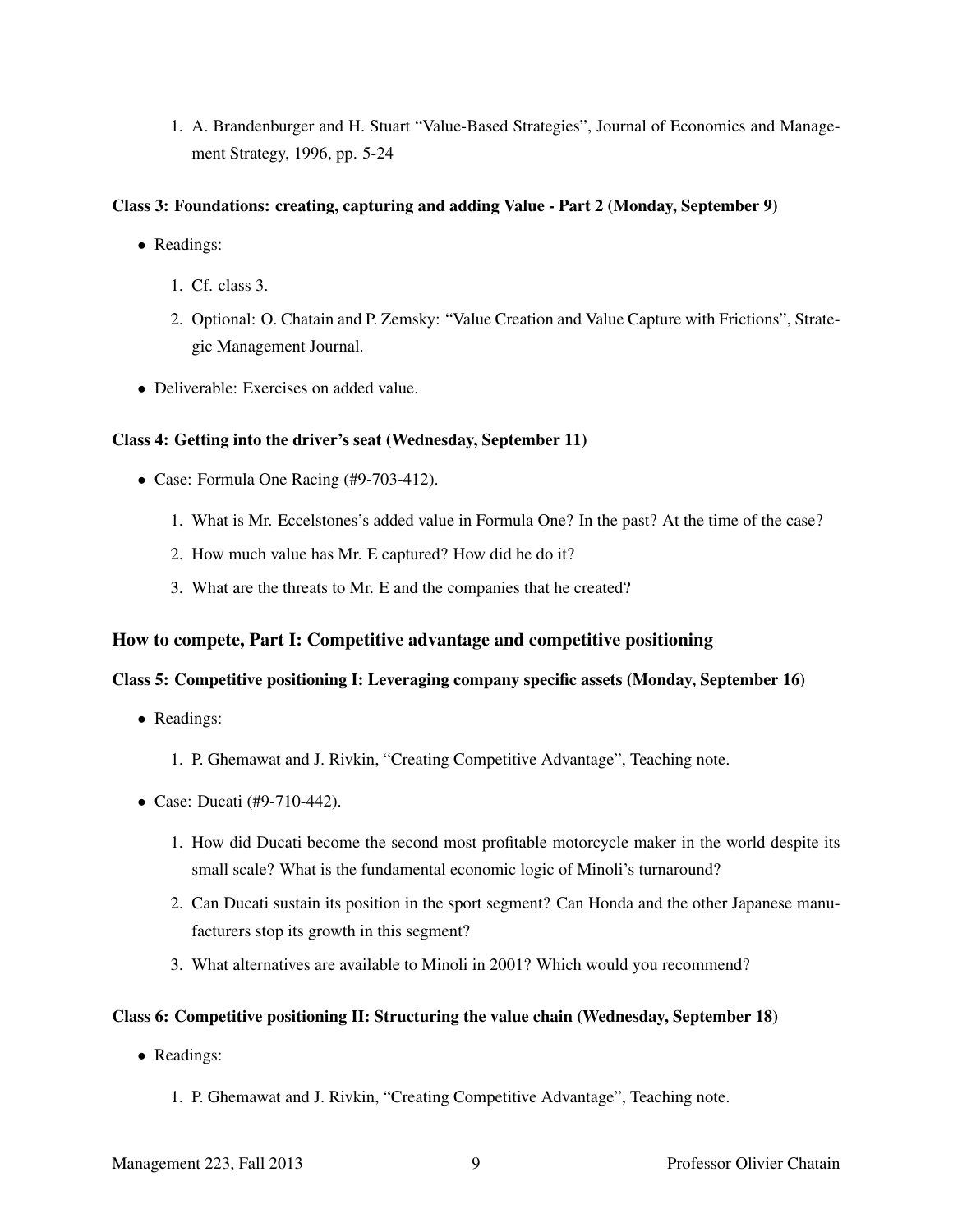1. A. Brandenburger and H. Stuart "Value-Based Strategies", Journal of Economics and Management Strategy, 1996, pp. 5-24

#### Class 3: Foundations: creating, capturing and adding Value - Part 2 (Monday, September 9)

- Readings:
  1. Cf. class 3.
  2. Optional: O. Chatain and P. Zemsky: "Value Creation and Value Capture with Frictions", Strategic Management Journal.
- Deliverable: Exercises on added value.

#### Class 4: Getting into the driver's seat (Wednesday, September 11)

- Case: Formula One Racing (#9-703-412).
  1. What is Mr. Eccelstones's added value in Formula One? In the past? At the time of the case?
  2. How much value has Mr. E captured? How did he do it?
  3. What are the threats to Mr. E and the companies that he created?

### How to compete, Part I: Competitive advantage and competitive positioning

#### Class 5: Competitive positioning I: Leveraging company specific assets (Monday, September 16)

- Readings:
  1. P. Ghemawat and J. Rivkin, "Creating Competitive Advantage", Teaching note.
- Case: Ducati (#9-710-442).
  1. How did Ducati become the second most profitable motorcycle maker in the world despite its small scale? What is the fundamental economic logic of Minoli's turnaround?
  2. Can Ducati sustain its position in the sport segment? Can Honda and the other Japanese manufacturers stop its growth in this segment?
  3. What alternatives are available to Minoli in 2001? Which would you recommend?

#### Class 6: Competitive positioning II: Structuring the value chain (Wednesday, September 18)

- Readings:
  1. P. Ghemawat and J. Rivkin, "Creating Competitive Advantage", Teaching note.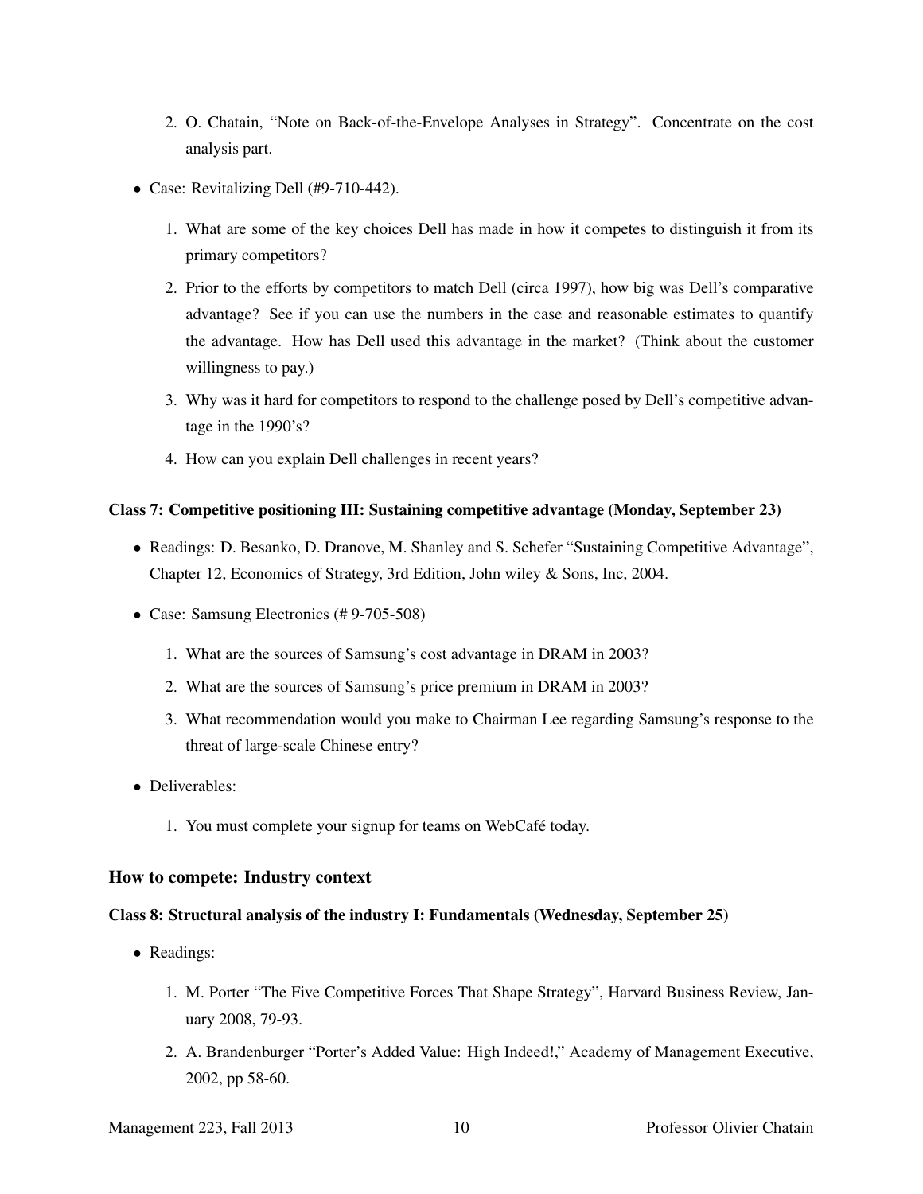2. O. Chatain, "Note on Back-of-the-Envelope Analyses in Strategy". Concentrate on the cost analysis part.

- Case: Revitalizing Dell (#9-710-442).
  1. What are some of the key choices Dell has made in how it competes to distinguish it from its primary competitors?
  2. Prior to the efforts by competitors to match Dell (circa 1997), how big was Dell's comparative advantage? See if you can use the numbers in the case and reasonable estimates to quantify the advantage. How has Dell used this advantage in the market? (Think about the customer willingness to pay.)
  3. Why was it hard for competitors to respond to the challenge posed by Dell's competitive advantage in the 1990's?
  4. How can you explain Dell challenges in recent years?

#### Class 7: Competitive positioning III: Sustaining competitive advantage (Monday, September 23)

- Readings: D. Besanko, D. Dranove, M. Shanley and S. Schefer "Sustaining Competitive Advantage", Chapter 12, Economics of Strategy, 3rd Edition, John wiley & Sons, Inc, 2004.
- Case: Samsung Electronics (# 9-705-508)
  1. What are the sources of Samsung's cost advantage in DRAM in 2003?
  2. What are the sources of Samsung's price premium in DRAM in 2003?
  3. What recommendation would you make to Chairman Lee regarding Samsung's response to the threat of large-scale Chinese entry?
- Deliverables:
  1. You must complete your signup for teams on WebCafé today.

### How to compete: Industry context

#### Class 8: Structural analysis of the industry I: Fundamentals (Wednesday, September 25)

- Readings:
  1. M. Porter "The Five Competitive Forces That Shape Strategy", Harvard Business Review, January 2008, 79-93.
  2. A. Brandenburger "Porter's Added Value: High Indeed!," Academy of Management Executive, 2002, pp 58-60.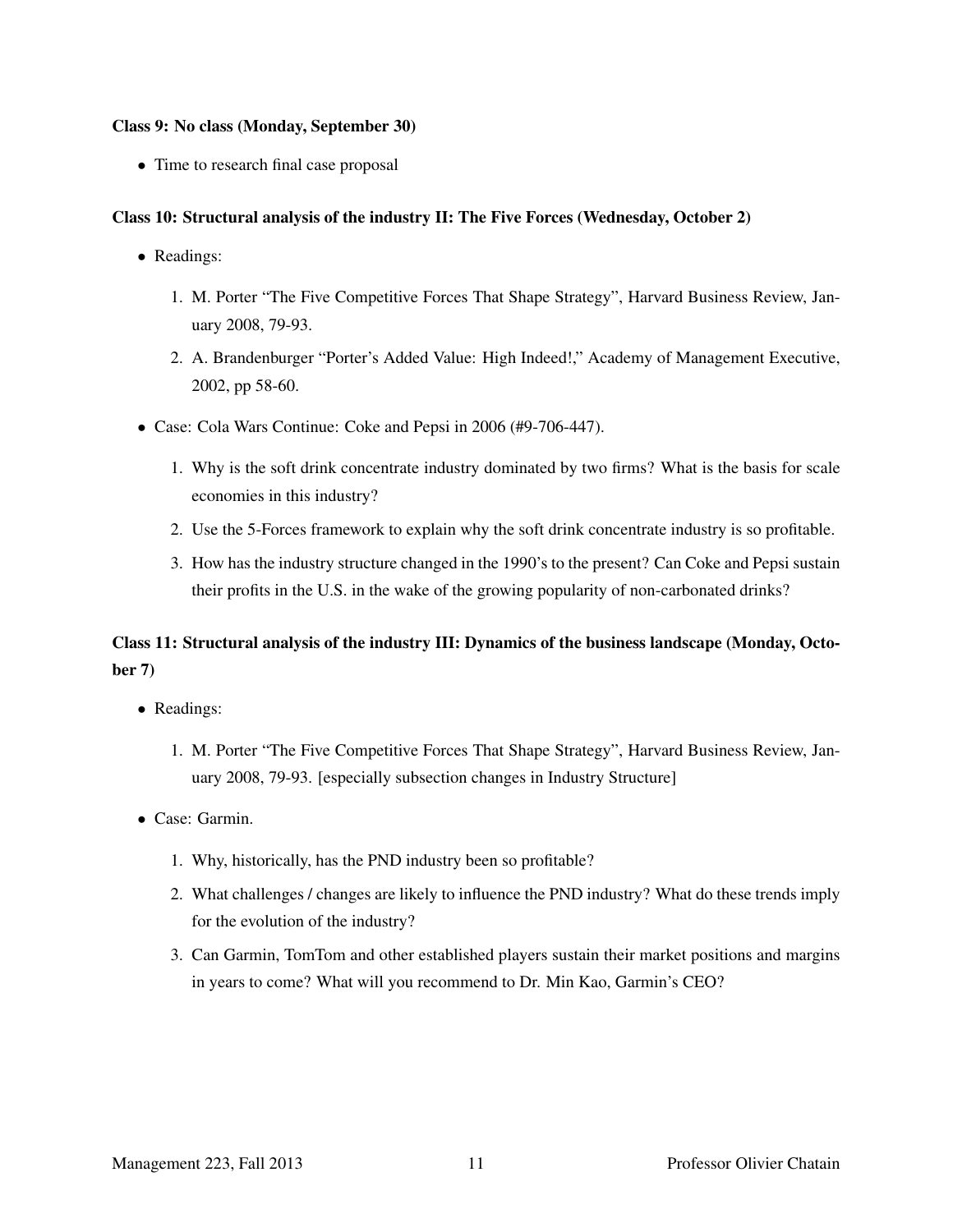**Class 9: No class (Monday, September 30)**

- Time to research final case proposal

**Class 10: Structural analysis of the industry II: The Five Forces (Wednesday, October 2)**

- Readings:
  1. M. Porter "The Five Competitive Forces That Shape Strategy", Harvard Business Review, January 2008, 79-93.
  2. A. Brandenburger "Porter's Added Value: High Indeed!," Academy of Management Executive, 2002, pp 58-60.
- Case: Cola Wars Continue: Coke and Pepsi in 2006 (#9-706-447).
  1. Why is the soft drink concentrate industry dominated by two firms? What is the basis for scale economies in this industry?
  2. Use the 5-Forces framework to explain why the soft drink concentrate industry is so profitable.
  3. How has the industry structure changed in the 1990's to the present? Can Coke and Pepsi sustain their profits in the U.S. in the wake of the growing popularity of non-carbonated drinks?

**Class 11: Structural analysis of the industry III: Dynamics of the business landscape (Monday, October 7)**

- Readings:
  1. M. Porter "The Five Competitive Forces That Shape Strategy", Harvard Business Review, January 2008, 79-93. [especially subsection changes in Industry Structure]
- Case: Garmin.
  1. Why, historically, has the PND industry been so profitable?
  2. What challenges / changes are likely to influence the PND industry? What do these trends imply for the evolution of the industry?
  3. Can Garmin, TomTom and other established players sustain their market positions and margins in years to come? What will you recommend to Dr. Min Kao, Garmin's CEO?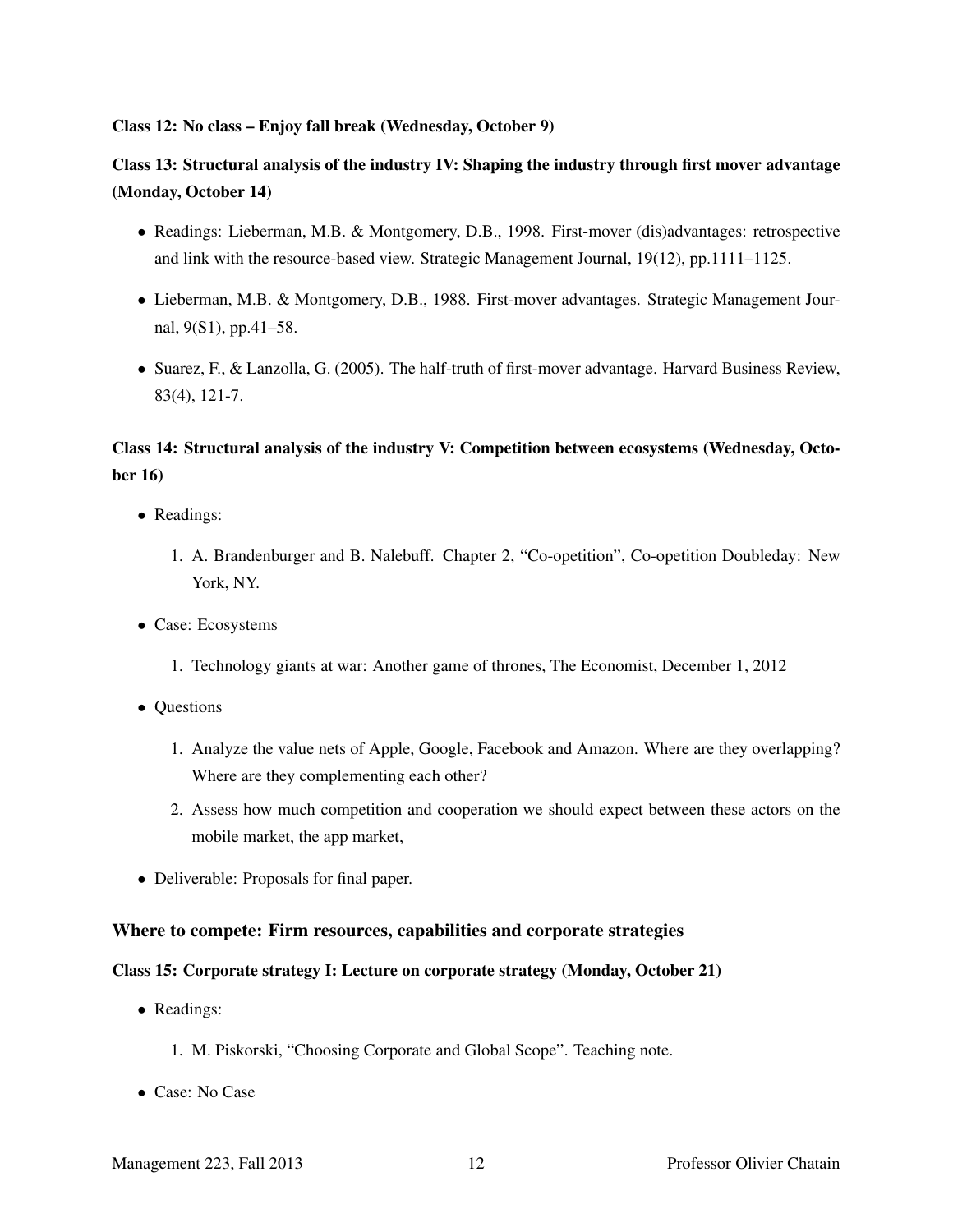**Class 12: No class – Enjoy fall break (Wednesday, October 9)**

**Class 13: Structural analysis of the industry IV: Shaping the industry through first mover advantage (Monday, October 14)**

- Readings: Lieberman, M.B. & Montgomery, D.B., 1998. First-mover (dis)advantages: retrospective and link with the resource-based view. Strategic Management Journal, 19(12), pp.1111–1125.
- Lieberman, M.B. & Montgomery, D.B., 1988. First-mover advantages. Strategic Management Journal, 9(S1), pp.41–58.
- Suarez, F., & Lanzolla, G. (2005). The half-truth of first-mover advantage. Harvard Business Review, 83(4), 121-7.

**Class 14: Structural analysis of the industry V: Competition between ecosystems (Wednesday, October 16)**

- Readings:
  1. A. Brandenburger and B. Nalebuff. Chapter 2, "Co-opetition", Co-opetition Doubleday: New York, NY.
- Case: Ecosystems
  1. Technology giants at war: Another game of thrones, The Economist, December 1, 2012
- Questions
  1. Analyze the value nets of Apple, Google, Facebook and Amazon. Where are they overlapping? Where are they complementing each other?
  2. Assess how much competition and cooperation we should expect between these actors on the mobile market, the app market,
- Deliverable: Proposals for final paper.

### Where to compete: Firm resources, capabilities and corporate strategies

**Class 15: Corporate strategy I: Lecture on corporate strategy (Monday, October 21)**

- Readings:
  1. M. Piskorski, "Choosing Corporate and Global Scope". Teaching note.
- Case: No Case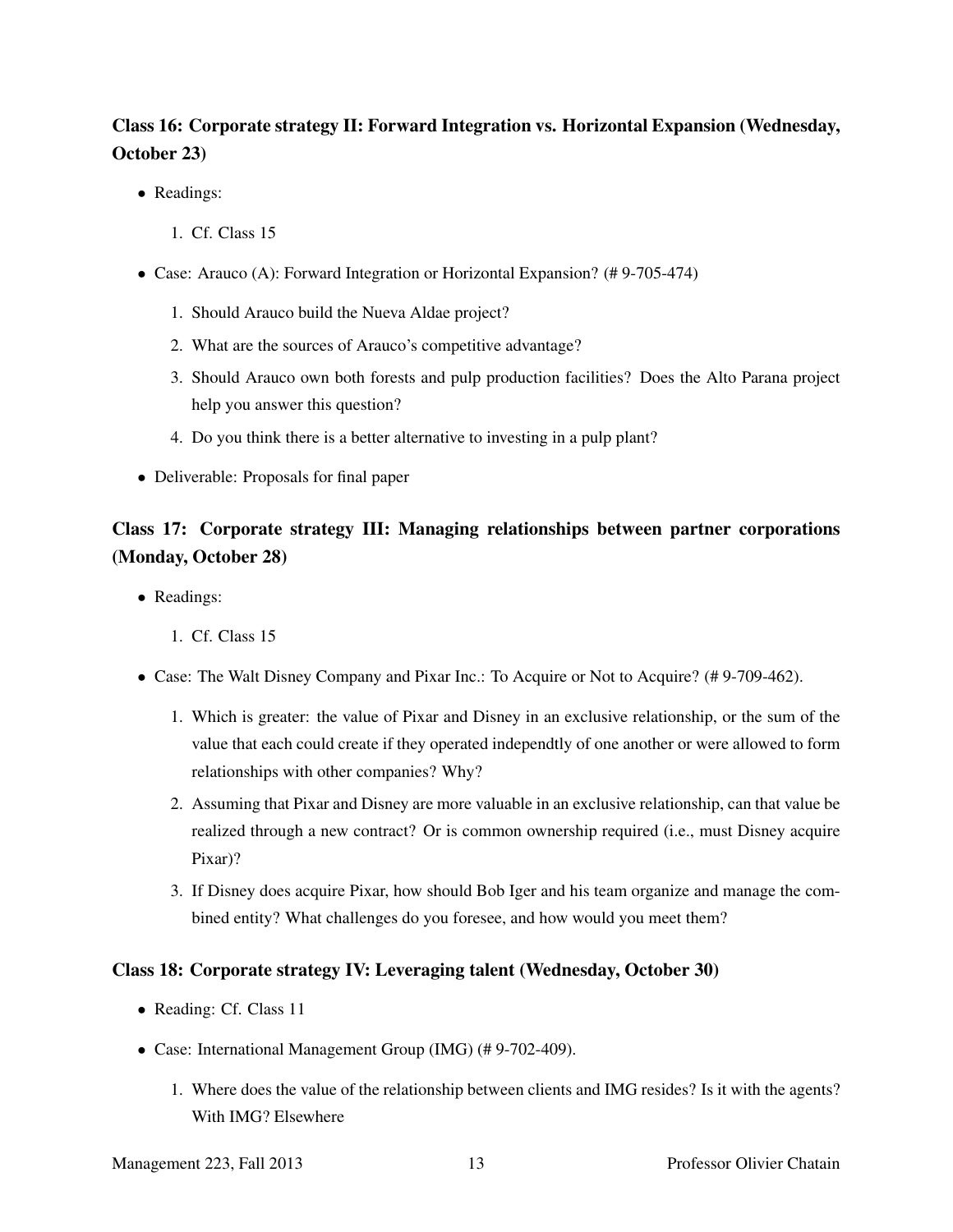### Class 16: Corporate strategy II: Forward Integration vs. Horizontal Expansion (Wednesday, October 23)

- Readings:
  1. Cf. Class 15
- Case: Arauco (A): Forward Integration or Horizontal Expansion? (# 9-705-474)
  1. Should Arauco build the Nueva Aldae project?
  2. What are the sources of Arauco's competitive advantage?
  3. Should Arauco own both forests and pulp production facilities? Does the Alto Parana project help you answer this question?
  4. Do you think there is a better alternative to investing in a pulp plant?
- Deliverable: Proposals for final paper

### Class 17: Corporate strategy III: Managing relationships between partner corporations (Monday, October 28)

- Readings:
  1. Cf. Class 15
- Case: The Walt Disney Company and Pixar Inc.: To Acquire or Not to Acquire? (# 9-709-462).
  1. Which is greater: the value of Pixar and Disney in an exclusive relationship, or the sum of the value that each could create if they operated independtly of one another or were allowed to form relationships with other companies? Why?
  2. Assuming that Pixar and Disney are more valuable in an exclusive relationship, can that value be realized through a new contract? Or is common ownership required (i.e., must Disney acquire Pixar)?
  3. If Disney does acquire Pixar, how should Bob Iger and his team organize and manage the combined entity? What challenges do you foresee, and how would you meet them?

### Class 18: Corporate strategy IV: Leveraging talent (Wednesday, October 30)

- Reading: Cf. Class 11
- Case: International Management Group (IMG) (# 9-702-409).
  1. Where does the value of the relationship between clients and IMG resides? Is it with the agents? With IMG? Elsewhere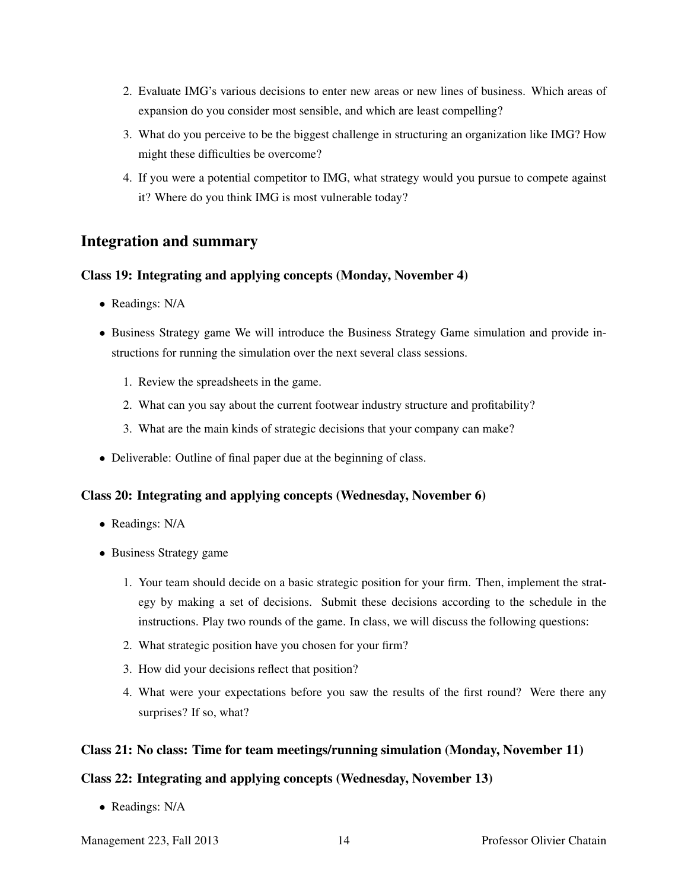2. Evaluate IMG's various decisions to enter new areas or new lines of business. Which areas of expansion do you consider most sensible, and which are least compelling?
3. What do you perceive to be the biggest challenge in structuring an organization like IMG? How might these difficulties be overcome?
4. If you were a potential competitor to IMG, what strategy would you pursue to compete against it? Where do you think IMG is most vulnerable today?

## Integration and summary

### Class 19: Integrating and applying concepts (Monday, November 4)

- Readings: N/A
- Business Strategy game We will introduce the Business Strategy Game simulation and provide instructions for running the simulation over the next several class sessions.
  1. Review the spreadsheets in the game.
  2. What can you say about the current footwear industry structure and profitability?
  3. What are the main kinds of strategic decisions that your company can make?
- Deliverable: Outline of final paper due at the beginning of class.

### Class 20: Integrating and applying concepts (Wednesday, November 6)

- Readings: N/A
- Business Strategy game
  1. Your team should decide on a basic strategic position for your firm. Then, implement the strategy by making a set of decisions. Submit these decisions according to the schedule in the instructions. Play two rounds of the game. In class, we will discuss the following questions:
  2. What strategic position have you chosen for your firm?
  3. How did your decisions reflect that position?
  4. What were your expectations before you saw the results of the first round? Were there any surprises? If so, what?

### Class 21: No class: Time for team meetings/running simulation (Monday, November 11)

### Class 22: Integrating and applying concepts (Wednesday, November 13)

- Readings: N/A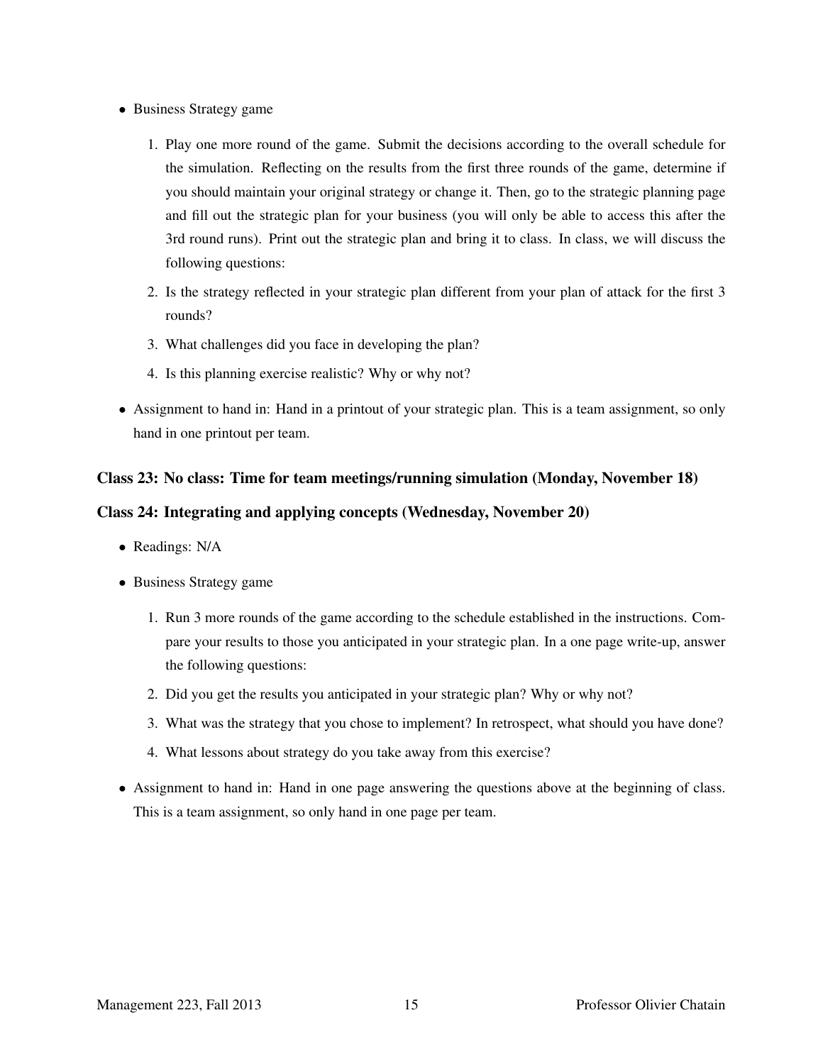- Business Strategy game

  1. Play one more round of the game. Submit the decisions according to the overall schedule for the simulation. Reflecting on the results from the first three rounds of the game, determine if you should maintain your original strategy or change it. Then, go to the strategic planning page and fill out the strategic plan for your business (you will only be able to access this after the 3rd round runs). Print out the strategic plan and bring it to class. In class, we will discuss the following questions:
  2. Is the strategy reflected in your strategic plan different from your plan of attack for the first 3 rounds?
  3. What challenges did you face in developing the plan?
  4. Is this planning exercise realistic? Why or why not?

- Assignment to hand in: Hand in a printout of your strategic plan. This is a team assignment, so only hand in one printout per team.

### Class 23: No class: Time for team meetings/running simulation (Monday, November 18)

### Class 24: Integrating and applying concepts (Wednesday, November 20)

- Readings: N/A
- Business Strategy game

  1. Run 3 more rounds of the game according to the schedule established in the instructions. Compare your results to those you anticipated in your strategic plan. In a one page write-up, answer the following questions:
  2. Did you get the results you anticipated in your strategic plan? Why or why not?
  3. What was the strategy that you chose to implement? In retrospect, what should you have done?
  4. What lessons about strategy do you take away from this exercise?

- Assignment to hand in: Hand in one page answering the questions above at the beginning of class. This is a team assignment, so only hand in one page per team.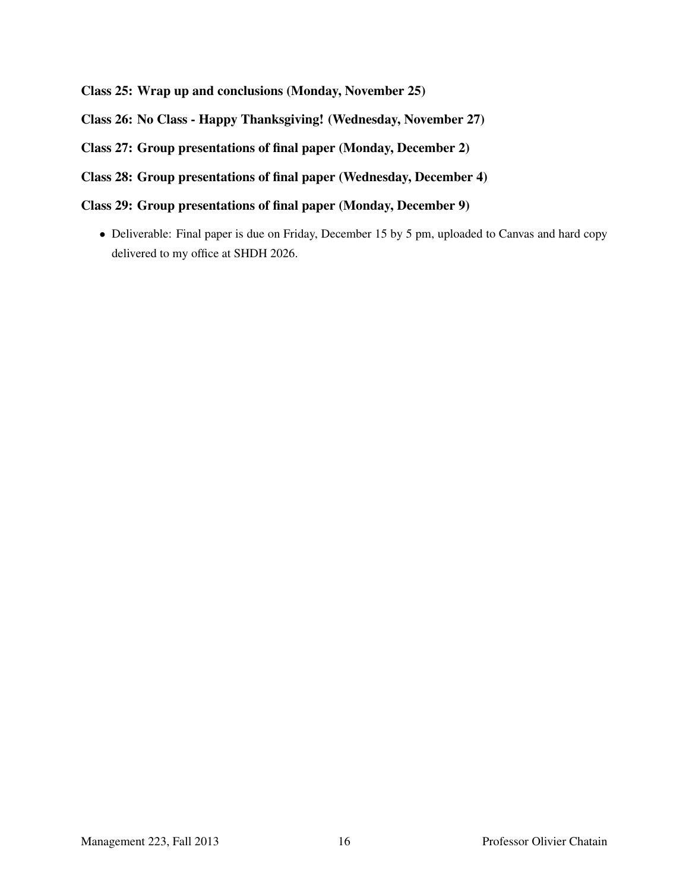**Class 25: Wrap up and conclusions (Monday, November 25)**

**Class 26: No Class - Happy Thanksgiving! (Wednesday, November 27)**

**Class 27: Group presentations of final paper (Monday, December 2)**

**Class 28: Group presentations of final paper (Wednesday, December 4)**

**Class 29: Group presentations of final paper (Monday, December 9)**

- Deliverable: Final paper is due on Friday, December 15 by 5 pm, uploaded to Canvas and hard copy delivered to my office at SHDH 2026.